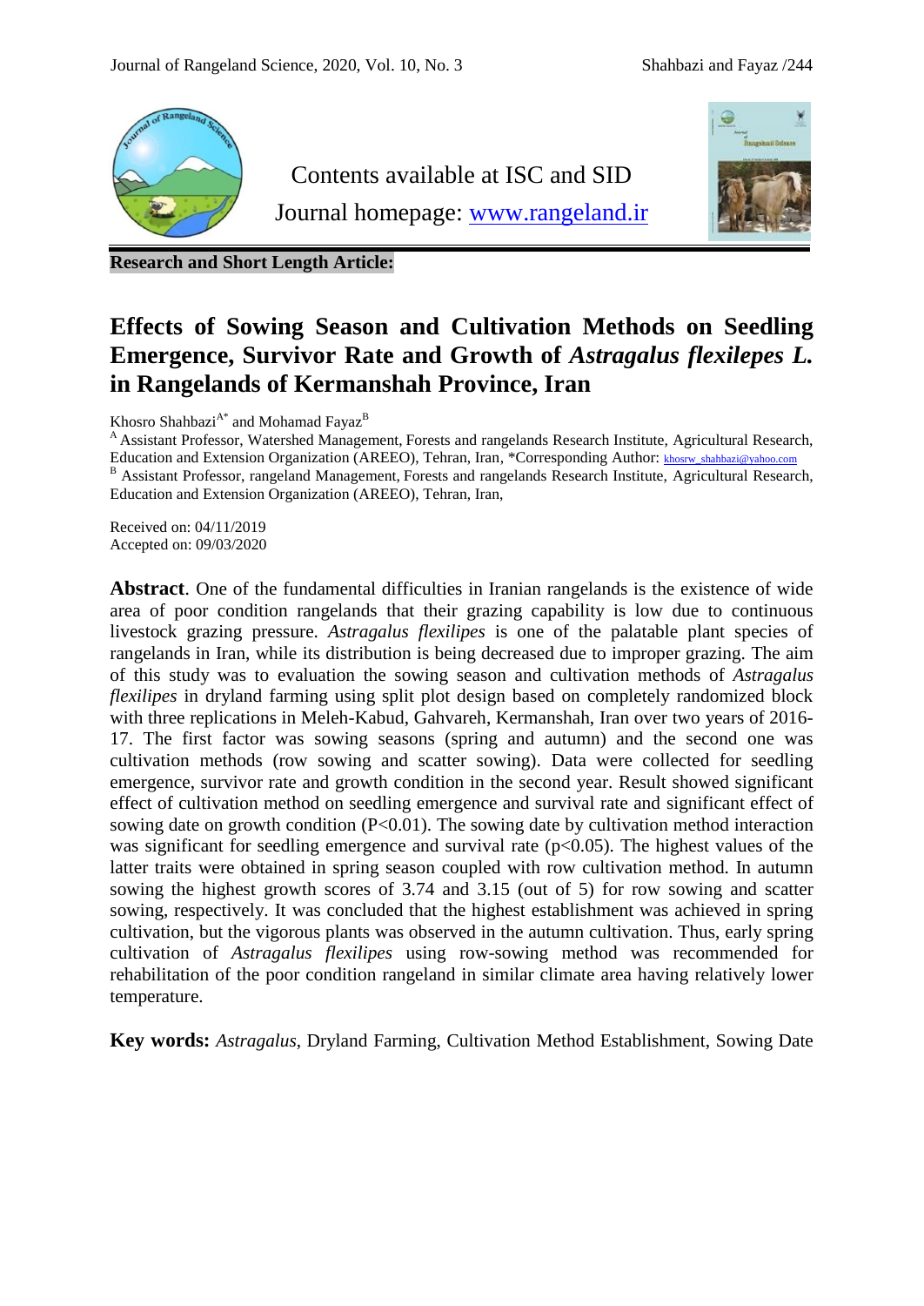Contents available at ISC and SID

Journal homepage: www.rangeland.ir

**Research and Short Length Article:**

# Effects of Sowing Season and Cultivation Methods on Seedling Emergence, Survivor Rate and Growth of *Astragalus flexilepes L.* in Rangelands of Kermanshah Province, Iran

Khosro Shahbazi[A*] and Mohamad Fayaz[B]

[A] Assistant Professor, Watershed Management, Forests and rangelands Research Institute, Agricultural Research, Education and Extension Organization (AREEO), Tehran, Iran, *Corresponding Author: khosrw_shahbazi@yahoo.com

[B] Assistant Professor, rangeland Management, Forests and rangelands Research Institute, Agricultural Research, Education and Extension Organization (AREEO), Tehran, Iran,

Received on: 04/11/2019
Accepted on: 09/03/2020

**Abstract**. One of the fundamental difficulties in Iranian rangelands is the existence of wide area of poor condition rangelands that their grazing capability is low due to continuous livestock grazing pressure. *Astragalus flexilipes* is one of the palatable plant species of rangelands in Iran, while its distribution is being decreased due to improper grazing. The aim of this study was to evaluation the sowing season and cultivation methods of *Astragalus flexilipes* in dryland farming using split plot design based on completely randomized block with three replications in Meleh-Kabud, Gahvareh, Kermanshah, Iran over two years of 2016-17. The first factor was sowing seasons (spring and autumn) and the second one was cultivation methods (row sowing and scatter sowing). Data were collected for seedling emergence, survivor rate and growth condition in the second year. Result showed significant effect of cultivation method on seedling emergence and survival rate and significant effect of sowing date on growth condition ($P<0.01$). The sowing date by cultivation method interaction was significant for seedling emergence and survival rate ($p<0.05$). The highest values of the latter traits were obtained in spring season coupled with row cultivation method. In autumn sowing the highest growth scores of 3.74 and 3.15 (out of 5) for row sowing and scatter sowing, respectively. It was concluded that the highest establishment was achieved in spring cultivation, but the vigorous plants was observed in the autumn cultivation. Thus, early spring cultivation of *Astragalus flexilipes* using row-sowing method was recommended for rehabilitation of the poor condition rangeland in similar climate area having relatively lower temperature.

**Key words:** *Astragalus*, Dryland Farming, Cultivation Method Establishment, Sowing Date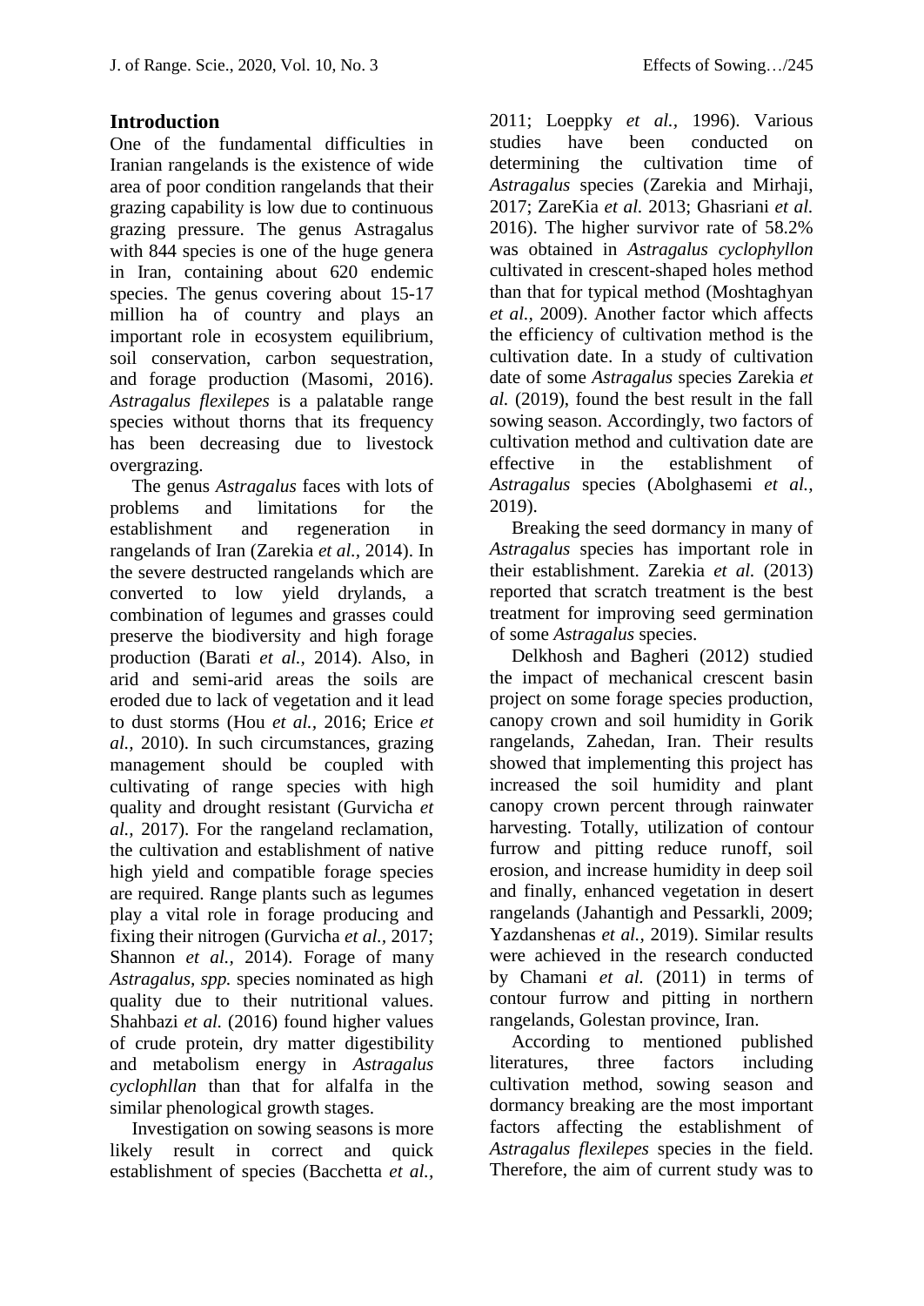## Introduction

One of the fundamental difficulties in Iranian rangelands is the existence of wide area of poor condition rangelands that their grazing capability is low due to continuous grazing pressure. The genus Astragalus with 844 species is one of the huge genera in Iran, containing about 620 endemic species. The genus covering about 15-17 million ha of country and plays an important role in ecosystem equilibrium, soil conservation, carbon sequestration, and forage production (Masomi, 2016). *Astragalus flexilepes* is a palatable range species without thorns that its frequency has been decreasing due to livestock overgrazing.

The genus *Astragalus* faces with lots of problems and limitations for the establishment and regeneration in rangelands of Iran (Zarekia *et al.,* 2014). In the severe destructed rangelands which are converted to low yield drylands, a combination of legumes and grasses could preserve the biodiversity and high forage production (Barati *et al.,* 2014). Also, in arid and semi-arid areas the soils are eroded due to lack of vegetation and it lead to dust storms (Hou *et al.,* 2016; Erice *et al.,* 2010). In such circumstances, grazing management should be coupled with cultivating of range species with high quality and drought resistant (Gurvicha *et al.,* 2017). For the rangeland reclamation, the cultivation and establishment of native high yield and compatible forage species are required. Range plants such as legumes play a vital role in forage producing and fixing their nitrogen (Gurvicha *et al.*, 2017; Shannon *et al.,* 2014). Forage of many *Astragalus, spp.* species nominated as high quality due to their nutritional values. Shahbazi *et al.* (2016) found higher values of crude protein, dry matter digestibility and metabolism energy in *Astragalus cyclophllan* than that for alfalfa in the similar phenological growth stages.

Investigation on sowing seasons is more likely result in correct and quick establishment of species (Bacchetta *et al.,* 2011; Loeppky *et al.,* 1996). Various studies have been conducted on determining the cultivation time of *Astragalus* species (Zarekia and Mirhaji, 2017; ZareKia *et al.* 2013; Ghasriani *et al.* 2016). The higher survivor rate of 58.2% was obtained in *Astragalus cyclophyllon* cultivated in crescent-shaped holes method than that for typical method (Moshtaghyan *et al.,* 2009). Another factor which affects the efficiency of cultivation method is the cultivation date. In a study of cultivation date of some *Astragalus* species Zarekia *et al.* (2019), found the best result in the fall sowing season. Accordingly, two factors of cultivation method and cultivation date are effective in the establishment of *Astragalus* species (Abolghasemi *et al.,* 2019).

Breaking the seed dormancy in many of *Astragalus* species has important role in their establishment. Zarekia *et al.* (2013) reported that scratch treatment is the best treatment for improving seed germination of some *Astragalus* species.

Delkhosh and Bagheri (2012) studied the impact of mechanical crescent basin project on some forage species production, canopy crown and soil humidity in Gorik rangelands, Zahedan, Iran. Their results showed that implementing this project has increased the soil humidity and plant canopy crown percent through rainwater harvesting. Totally, utilization of contour furrow and pitting reduce runoff, soil erosion, and increase humidity in deep soil and finally, enhanced vegetation in desert rangelands (Jahantigh and Pessarkli, 2009; Yazdanshenas *et al.,* 2019). Similar results were achieved in the research conducted by Chamani *et al.* (2011) in terms of contour furrow and pitting in northern rangelands, Golestan province, Iran.

According to mentioned published literatures, three factors including cultivation method, sowing season and dormancy breaking are the most important factors affecting the establishment of *Astragalus flexilepes* species in the field. Therefore, the aim of current study was to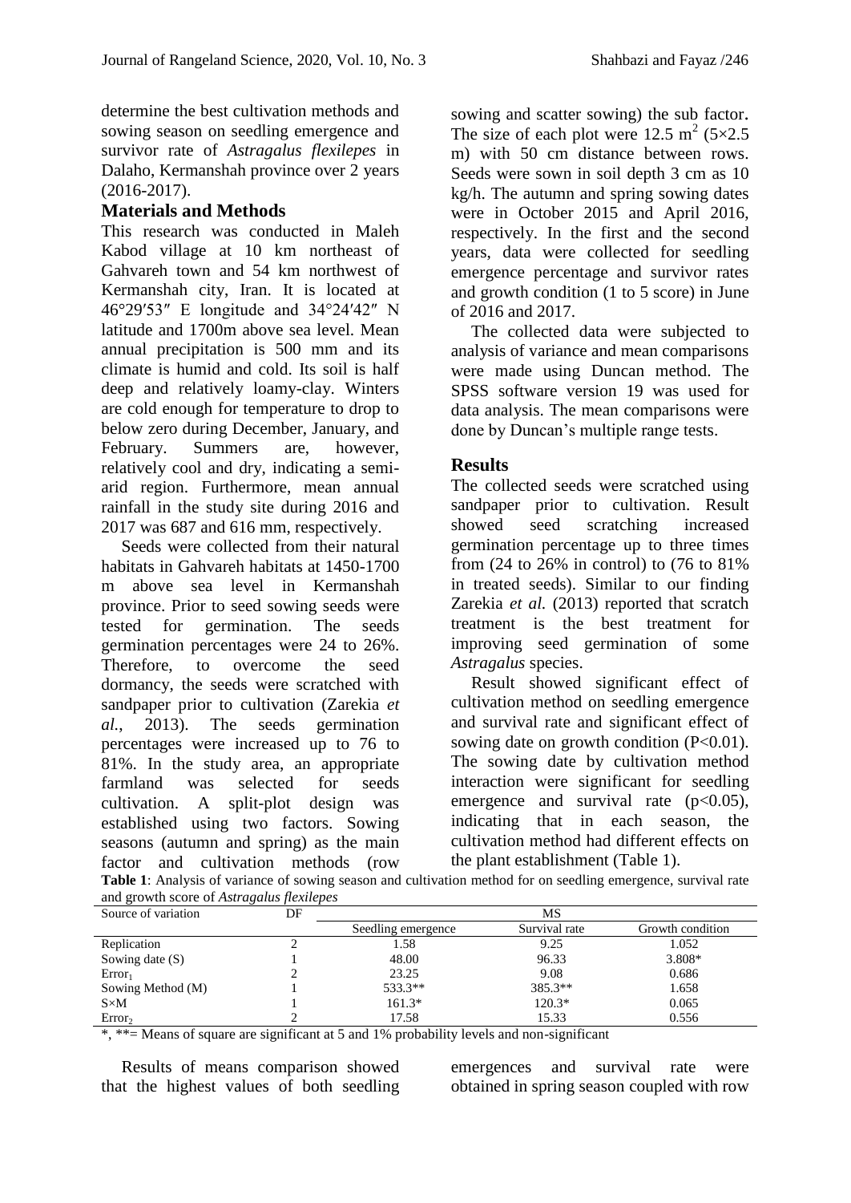determine the best cultivation methods and sowing season on seedling emergence and survivor rate of *Astragalus flexilepes* in Dalaho, Kermanshah province over 2 years (2016-2017).

## Materials and Methods

This research was conducted in Maleh Kabod village at 10 km northeast of Gahvareh town and 54 km northwest of Kermanshah city, Iran. It is located at 46°29′53″ E longitude and 34°24′42″ N latitude and 1700m above sea level. Mean annual precipitation is 500 mm and its climate is humid and cold. Its soil is half deep and relatively loamy-clay. Winters are cold enough for temperature to drop to below zero during December, January, and February. Summers are, however, relatively cool and dry, indicating a semi-arid region. Furthermore, mean annual rainfall in the study site during 2016 and 2017 was 687 and 616 mm, respectively.

Seeds were collected from their natural habitats in Gahvareh habitats at 1450-1700 m above sea level in Kermanshah province. Prior to seed sowing seeds were tested for germination. The seeds germination percentages were 24 to 26%. Therefore, to overcome the seed dormancy, the seeds were scratched with sandpaper prior to cultivation (Zarekia *et al.*, 2013). The seeds germination percentages were increased up to 76 to 81%. In the study area, an appropriate farmland was selected for seeds cultivation. A split-plot design was established using two factors. Sowing seasons (autumn and spring) as the main factor and cultivation methods (row sowing and scatter sowing) the sub factor. The size of each plot were 12.5 $m^2$ (5×2.5 m) with 50 cm distance between rows. Seeds were sown in soil depth 3 cm as 10 kg/h. The autumn and spring sowing dates were in October 2015 and April 2016, respectively. In the first and the second years, data were collected for seedling emergence percentage and survivor rates and growth condition (1 to 5 score) in June of 2016 and 2017.

The collected data were subjected to analysis of variance and mean comparisons were made using Duncan method. The SPSS software version 19 was used for data analysis. The mean comparisons were done by Duncan's multiple range tests.

## Results

The collected seeds were scratched using sandpaper prior to cultivation. Result showed seed scratching increased germination percentage up to three times from (24 to 26% in control) to (76 to 81% in treated seeds). Similar to our finding Zarekia *et al.* (2013) reported that scratch treatment is the best treatment for improving seed germination of some *Astragalus* species.

Result showed significant effect of cultivation method on seedling emergence and survival rate and significant effect of sowing date on growth condition (P<0.01). The sowing date by cultivation method interaction were significant for seedling emergence and survival rate (p<0.05), indicating that in each season, the cultivation method had different effects on the plant establishment (Table 1).

**Table 1**: Analysis of variance of sowing season and cultivation method for on seedling emergence, survival rate and growth score of *Astragalus flexilepes*

| Source of variation | DF | MS | | |
|---|---|---|---|---|
| | | Seedling emergence | Survival rate | Growth condition |
| Replication | 2 | 1.58 | 9.25 | 1.052 |
| Sowing date (S) | 1 | 48.00 | 96.33 | 3.808* |
| $Error_1$ | 2 | 23.25 | 9.08 | 0.686 |
| Sowing Method (M) | 1 | 533.3** | 385.3** | 1.658 |
| S×M | 1 | 161.3* | 120.3* | 0.065 |
| $Error_2$ | 2 | 17.58 | 15.33 | 0.556 |

*, **= Means of square are significant at 5 and 1% probability levels and non-significant

Results of means comparison showed that the highest values of both seedling emergences and survival rate were obtained in spring season coupled with row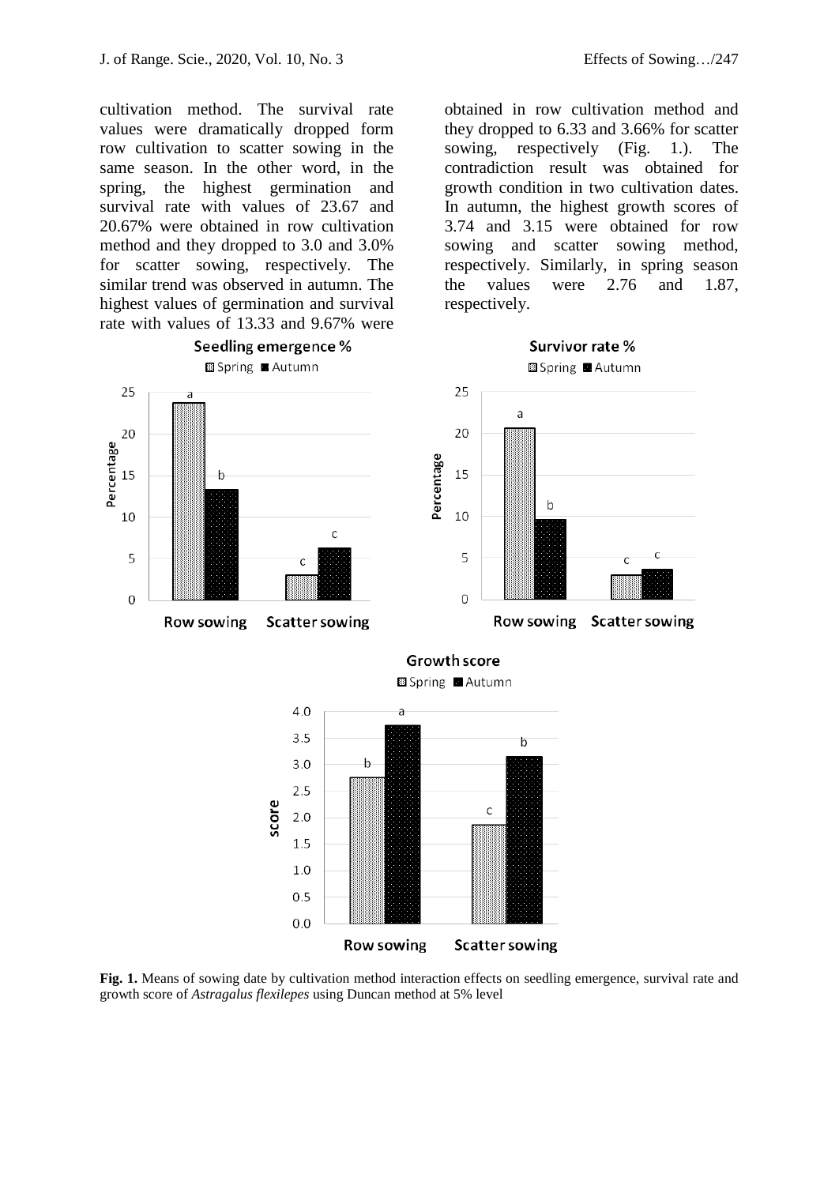cultivation method. The survival rate values were dramatically dropped form row cultivation to scatter sowing in the same season. In the other word, in the spring, the highest germination and survival rate with values of 23.67 and 20.67% were obtained in row cultivation method and they dropped to 3.0 and 3.0% for scatter sowing, respectively. The similar trend was observed in autumn. The highest values of germination and survival rate with values of 13.33 and 9.67% were obtained in row cultivation method and they dropped to 6.33 and 3.66% for scatter sowing, respectively (Fig. 1.). The contradiction result was obtained for growth condition in two cultivation dates. In autumn, the highest growth scores of 3.74 and 3.15 were obtained for row sowing and scatter sowing method, respectively. Similarly, in spring season the values were 2.76 and 1.87, respectively.

**Fig. 1.** Means of sowing date by cultivation method interaction effects on seedling emergence, survival rate and growth score of *Astragalus flexilepes* using Duncan method at 5% level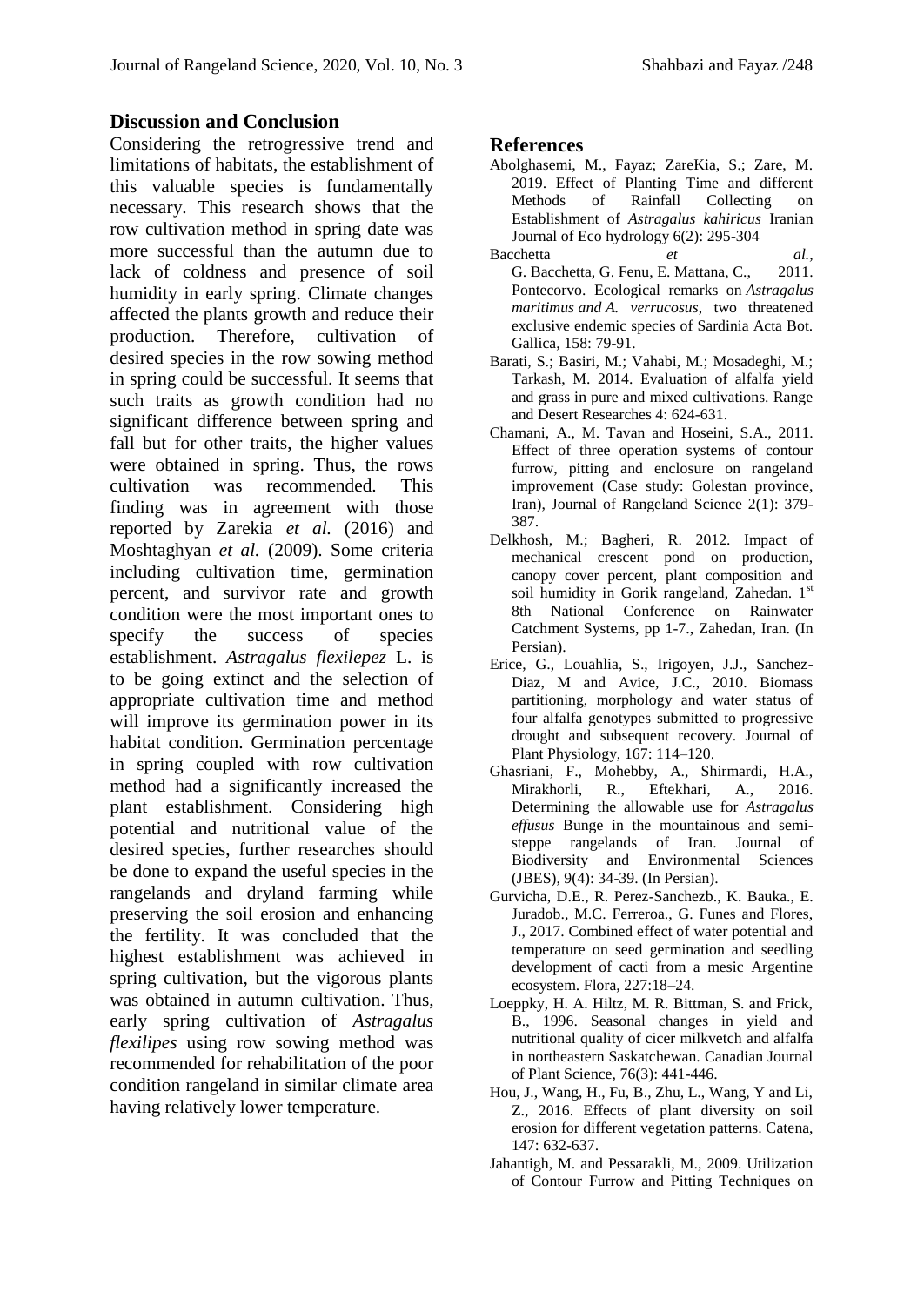## Discussion and Conclusion

Considering the retrogressive trend and limitations of habitats, the establishment of this valuable species is fundamentally necessary. This research shows that the row cultivation method in spring date was more successful than the autumn due to lack of coldness and presence of soil humidity in early spring. Climate changes affected the plants growth and reduce their production. Therefore, cultivation of desired species in the row sowing method in spring could be successful. It seems that such traits as growth condition had no significant difference between spring and fall but for other traits, the higher values were obtained in spring. Thus, the rows cultivation was recommended. This finding was in agreement with those reported by Zarekia *et al.* (2016) and Moshtaghyan *et al.* (2009). Some criteria including cultivation time, germination percent, and survivor rate and growth condition were the most important ones to specify the success of species establishment. *Astragalus flexilepez* L. is to be going extinct and the selection of appropriate cultivation time and method will improve its germination power in its habitat condition. Germination percentage in spring coupled with row cultivation method had a significantly increased the plant establishment. Considering high potential and nutritional value of the desired species, further researches should be done to expand the useful species in the rangelands and dryland farming while preserving the soil erosion and enhancing the fertility. It was concluded that the highest establishment was achieved in spring cultivation, but the vigorous plants was obtained in autumn cultivation. Thus, early spring cultivation of *Astragalus flexilipes* using row sowing method was recommended for rehabilitation of the poor condition rangeland in similar climate area having relatively lower temperature.

## References

Abolghasemi, M., Fayaz; ZareKia, S.; Zare, M. 2019. Effect of Planting Time and different Methods of Rainfall Collecting on Establishment of *Astragalus kahiricus* Iranian Journal of Eco hydrology 6(2): 295-304

Bacchetta *et al.*, G. Bacchetta, G. Fenu, E. Mattana, C., 2011. Pontecorvo. Ecological remarks on *Astragalus maritimus and A. verrucosus*, two threatened exclusive endemic species of Sardinia Acta Bot. Gallica, 158: 79-91.

Barati, S.; Basiri, M.; Vahabi, M.; Mosadeghi, M.; Tarkash, M. 2014. Evaluation of alfalfa yield and grass in pure and mixed cultivations. Range and Desert Researches 4: 624-631.

Chamani, A., M. Tavan and Hoseini, S.A., 2011. Effect of three operation systems of contour furrow, pitting and enclosure on rangeland improvement (Case study: Golestan province, Iran), Journal of Rangeland Science 2(1): 379-387.

Delkhosh, M.; Bagheri, R. 2012. Impact of mechanical crescent pond on production, canopy cover percent, plant composition and soil humidity in Gorik rangeland, Zahedan. 1st 8th National Conference on Rainwater Catchment Systems, pp 1-7., Zahedan, Iran. (In Persian).

Erice, G., Louahlia, S., Irigoyen, J.J., Sanchez-Diaz, M and Avice, J.C., 2010. Biomass partitioning, morphology and water status of four alfalfa genotypes submitted to progressive drought and subsequent recovery. Journal of Plant Physiology, 167: 114–120.

Ghasriani, F., Mohebby, A., Shirmardi, H.A., Mirakhorli, R., Eftekhari, A., 2016. Determining the allowable use for *Astragalus effusus* Bunge in the mountainous and semi-steppe rangelands of Iran. Journal of Biodiversity and Environmental Sciences (JBES), 9(4): 34-39. (In Persian).

Gurvicha, D.E., R. Perez-Sanchezb., K. Bauka., E. Juradob., M.C. Ferreroa., G. Funes and Flores, J., 2017. Combined effect of water potential and temperature on seed germination and seedling development of cacti from a mesic Argentine ecosystem. Flora, 227:18–24.

Loeppky, H. A. Hiltz, M. R. Bittman, S. and Frick, B., 1996. Seasonal changes in yield and nutritional quality of cicer milkvetch and alfalfa in northeastern Saskatchewan. Canadian Journal of Plant Science, 76(3): 441-446.

Hou, J., Wang, H., Fu, B., Zhu, L., Wang, Y and Li, Z., 2016. Effects of plant diversity on soil erosion for different vegetation patterns. Catena, 147: 632-637.

Jahantigh, M. and Pessarakli, M., 2009. Utilization of Contour Furrow and Pitting Techniques on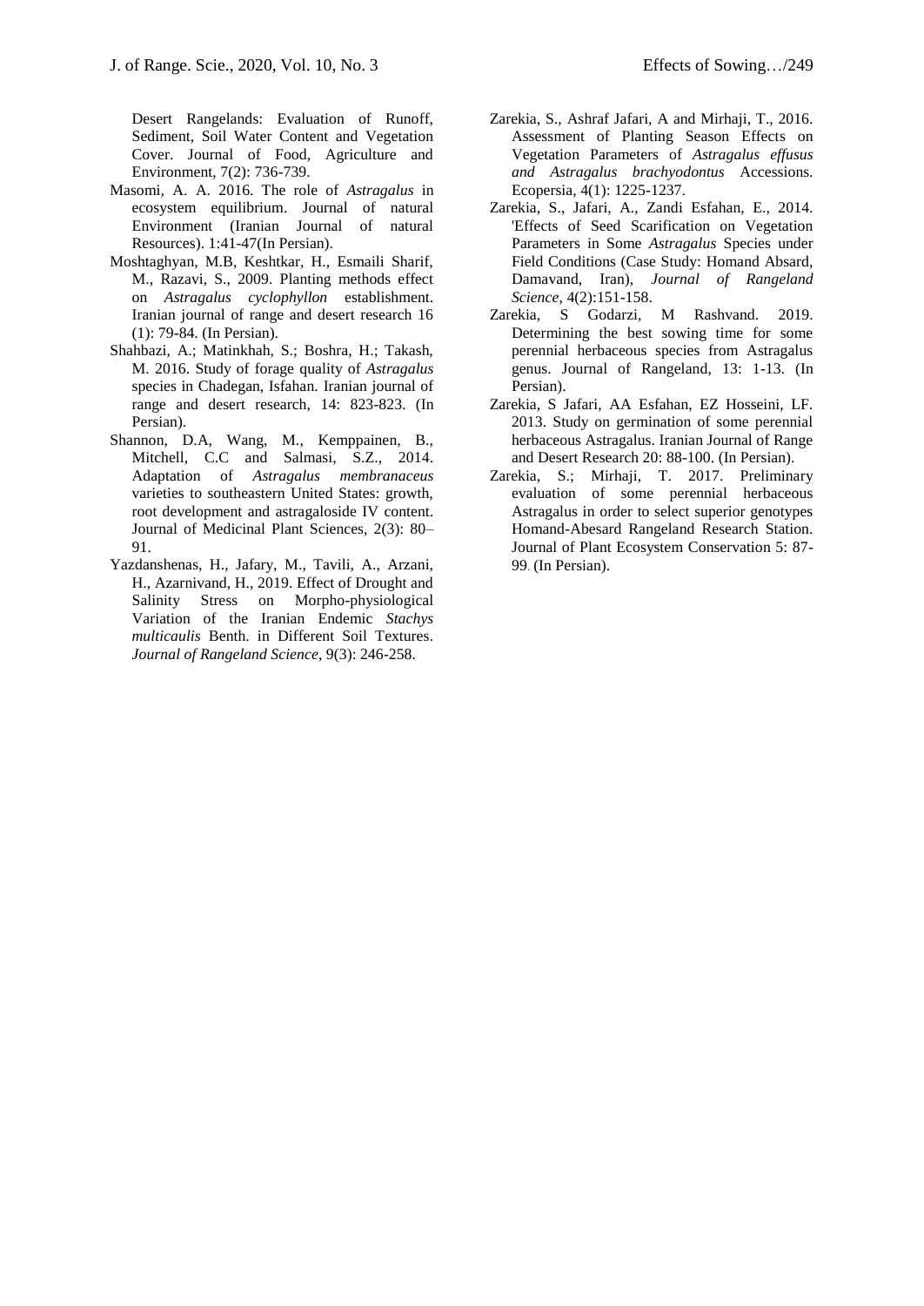Desert Rangelands: Evaluation of Runoff, Sediment, Soil Water Content and Vegetation Cover. Journal of Food, Agriculture and Environment, 7(2): 736-739.

Masomi, A. A. 2016. The role of *Astragalus* in ecosystem equilibrium. Journal of natural Environment (Iranian Journal of natural Resources). 1:41-47(In Persian).

Moshtaghyan, M.B, Keshtkar, H., Esmaili Sharif, M., Razavi, S., 2009. Planting methods effect on *Astragalus cyclophyllon* establishment. Iranian journal of range and desert research 16 (1): 79-84. (In Persian).

Shahbazi, A.; Matinkhah, S.; Boshra, H.; Takash, M. 2016. Study of forage quality of *Astragalus* species in Chadegan, Isfahan. Iranian journal of range and desert research, 14: 823-823. (In Persian).

Shannon, D.A, Wang, M., Kemppainen, B., Mitchell, C.C and Salmasi, S.Z., 2014. Adaptation of *Astragalus membranaceus* varieties to southeastern United States: growth, root development and astragaloside IV content. Journal of Medicinal Plant Sciences, 2(3): 80–91.

Yazdanshenas, H., Jafary, M., Tavili, A., Arzani, H., Azarnivand, H., 2019. Effect of Drought and Salinity Stress on Morpho-physiological Variation of the Iranian Endemic *Stachys multicaulis* Benth. in Different Soil Textures. *Journal of Rangeland Science*, 9(3): 246-258.

Zarekia, S., Ashraf Jafari, A and Mirhaji, T., 2016. Assessment of Planting Season Effects on Vegetation Parameters of *Astragalus effusus and Astragalus brachyodontus* Accessions. Ecopersia, 4(1): 1225-1237.

Zarekia, S., Jafari, A., Zandi Esfahan, E., 2014. 'Effects of Seed Scarification on Vegetation Parameters in Some *Astragalus* Species under Field Conditions (Case Study: Homand Absard, Damavand, Iran), *Journal of Rangeland Science*, 4(2):151-158.

Zarekia, S Godarzi, M Rashvand. 2019. Determining the best sowing time for some perennial herbaceous species from Astragalus genus. Journal of Rangeland, 13: 1-13. (In Persian).

Zarekia, S Jafari, AA Esfahan, EZ Hosseini, LF. 2013. Study on germination of some perennial herbaceous Astragalus. Iranian Journal of Range and Desert Research 20: 88-100. (In Persian).

Zarekia, S.; Mirhaji, T. 2017. Preliminary evaluation of some perennial herbaceous Astragalus in order to select superior genotypes Homand-Abesard Rangeland Research Station. Journal of Plant Ecosystem Conservation 5: 87-99. (In Persian).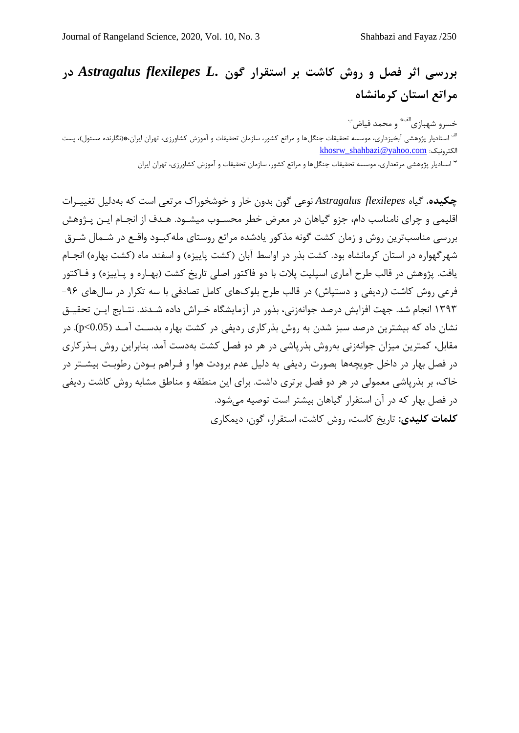# بررسی اثر فصل و روش کاشت بر استقرار گون *Astragalus flexilepes L.* در مراتع استان کرمانشاه

خسرو شهبازی[الف*] و محمد فیاض[ب]

[الف] استادیار پژوهشی آبخیزداری، موسسه تحقیقات جنگل‌ها و مراتع کشور، سازمان تحقیقات و آموزش کشاورزی، تهران ایران،*(نگارنده مسئول)، پست الکترونیک: khosrw_shahbazi@yahoo.com

[ب] استادیار پژوهشی مرتعداری، موسسه تحقیقات جنگل‌ها و مراتع کشور، سازمان تحقیقات و آموزش کشاورزی، تهران ایران

**چکیده.** گیاه *Astragalus flexilepes* نوعی گون بدون خار و خوشخوراک مرتعی است که به‌دلیل تغییرات اقلیمی و چرای نامناسب دام، جزو گیاهان در معرض خطر محسوب میشود. هدف از انجام این پژوهش بررسی مناسب‌ترین روش و زمان کشت گونه مذکور یادشده مراتع روستای مله‌کبود واقع در شمال شرق شهرگهواره در استان کرمانشاه بود. کشت بذر در اواسط آبان (کشت پاییزه) و اسفند ماه (کشت بهاره) انجام یافت. پژوهش در قالب طرح آماری اسپلیت پلات با دو فاکتور اصلی تاریخ کشت (بهاره و پاییزه) و فاکتور فرعی روش کاشت (ردیفی و دستپاش) در قالب طرح بلوک‌های کامل تصادفی با سه تکرار در سال‌های ۹۶-۱۳۹۳ انجام شد. جهت افزایش درصد جوانه‌زنی، بذور در آزمایشگاه خراش داده شدند. نتایج این تحقیق نشان داد که بیشترین درصد سبز شدن به روش بذرکاری ردیفی در کشت بهاره بدست آمد ($p<0.05$). در مقابل، کمترین میزان جوانه‌زنی به‌روش بذرپاشی در هر دو فصل کشت به‌دست آمد. بنابراین روش بذرکاری در فصل بهار در داخل جویچه‌ها بصورت ردیفی به دلیل عدم برودت هوا و فراهم بودن رطوبت بیشتر در خاک، بر بذرپاشی معمولی در هر دو فصل برتری داشت. برای این منطقه و مناطق مشابه روش کاشت ردیفی در فصل بهار که در آن استقرار گیاهان بیشتر است توصیه می‌شود.

**کلمات کلیدی:** تاریخ کاست، روش کاشت، استقرار، گون، دیمکاری